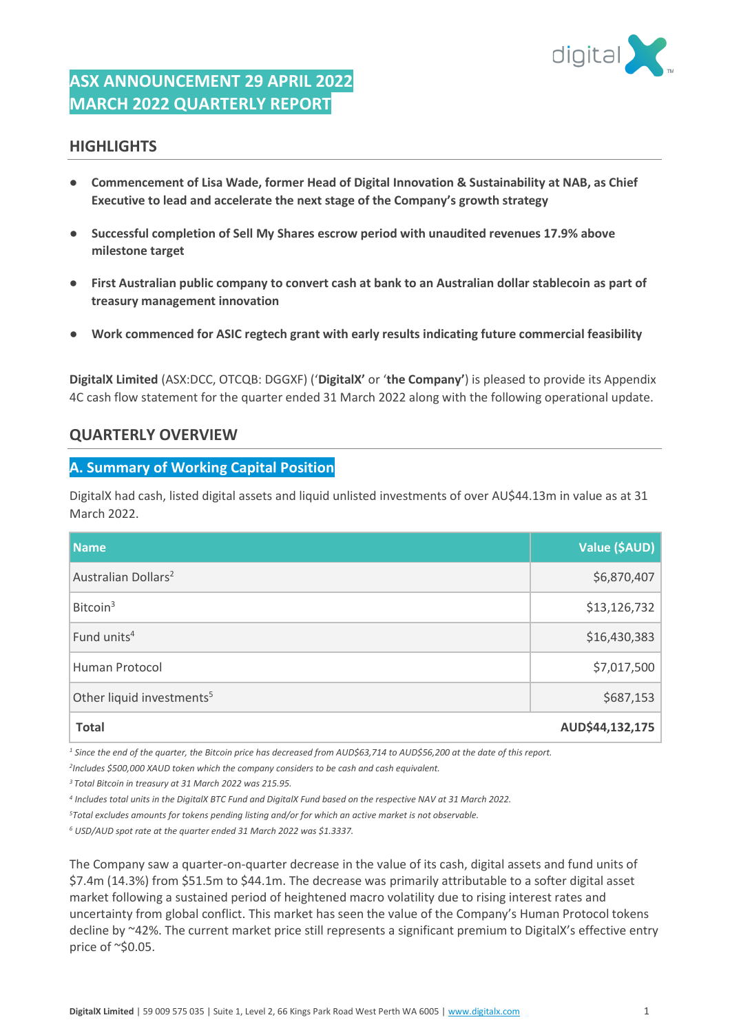# ASX ANNOUNCEMENT 29 APRIL 2022
# MARCH 2022 QUARTERLY REPORT

## HIGHLIGHTS

- **Commencement of Lisa Wade, former Head of Digital Innovation & Sustainability at NAB, as Chief Executive to lead and accelerate the next stage of the Company's growth strategy**
- **Successful completion of Sell My Shares escrow period with unaudited revenues 17.9% above milestone target**
- **First Australian public company to convert cash at bank to an Australian dollar stablecoin as part of treasury management innovation**
- **Work commenced for ASIC regtech grant with early results indicating future commercial feasibility**

**DigitalX Limited** (ASX:DCC, OTCQB: DGGXF) ('**DigitalX**' or '**the Company'**) is pleased to provide its Appendix 4C cash flow statement for the quarter ended 31 March 2022 along with the following operational update.

## QUARTERLY OVERVIEW

### A. Summary of Working Capital Position

DigitalX had cash, listed digital assets and liquid unlisted investments of over AU$44.13m in value as at 31 March 2022.

| Name | Value ($AUD) |
|---|---:|
| Australian Dollars[2] | $6,870,407 |
| Bitcoin[3] | $13,126,732 |
| Fund units[4] | $16,430,383 |
| Human Protocol | $7,017,500 |
| Other liquid investments[5] | $687,153 |
| **Total** | **AUD$44,132,175** |

*[1] Since the end of the quarter, the Bitcoin price has decreased from AUD$63,714 to AUD$56,200 at the date of this report.*

*[2]Includes $500,000 XAUD token which the company considers to be cash and cash equivalent.*

*[3] Total Bitcoin in treasury at 31 March 2022 was 215.95.*

*[4] Includes total units in the DigitalX BTC Fund and DigitalX Fund based on the respective NAV at 31 March 2022.*

*[5]Total excludes amounts for tokens pending listing and/or for which an active market is not observable.*

*[6] USD/AUD spot rate at the quarter ended 31 March 2022 was $1.3337.*

The Company saw a quarter-on-quarter decrease in the value of its cash, digital assets and fund units of $7.4m (14.3%) from $51.5m to $44.1m. The decrease was primarily attributable to a softer digital asset market following a sustained period of heightened macro volatility due to rising interest rates and uncertainty from global conflict. This market has seen the value of the Company's Human Protocol tokens decline by ~42%. The current market price still represents a significant premium to DigitalX's effective entry price of ~$0.05.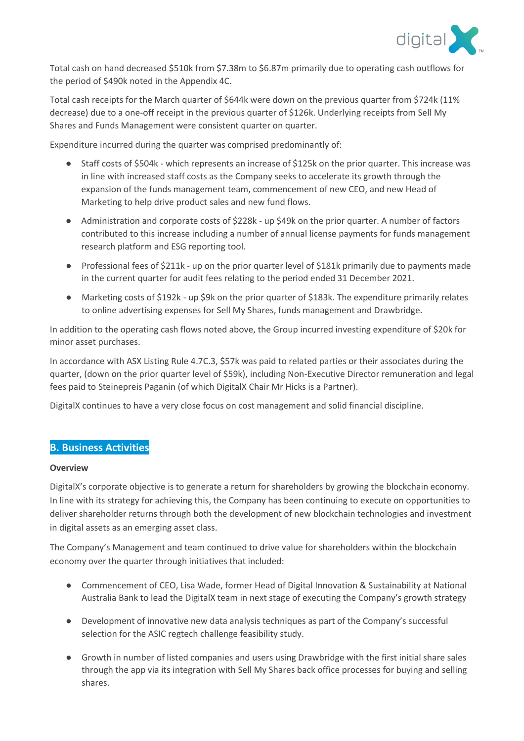Total cash on hand decreased $510k from $7.38m to $6.87m primarily due to operating cash outflows for the period of $490k noted in the Appendix 4C.

Total cash receipts for the March quarter of $644k were down on the previous quarter from $724k (11% decrease) due to a one-off receipt in the previous quarter of $126k. Underlying receipts from Sell My Shares and Funds Management were consistent quarter on quarter.

Expenditure incurred during the quarter was comprised predominantly of:

- Staff costs of $504k - which represents an increase of $125k on the prior quarter. This increase was in line with increased staff costs as the Company seeks to accelerate its growth through the expansion of the funds management team, commencement of new CEO, and new Head of Marketing to help drive product sales and new fund flows.
- Administration and corporate costs of $228k - up $49k on the prior quarter. A number of factors contributed to this increase including a number of annual license payments for funds management research platform and ESG reporting tool.
- Professional fees of $211k - up on the prior quarter level of $181k primarily due to payments made in the current quarter for audit fees relating to the period ended 31 December 2021.
- Marketing costs of $192k - up $9k on the prior quarter of $183k. The expenditure primarily relates to online advertising expenses for Sell My Shares, funds management and Drawbridge.

In addition to the operating cash flows noted above, the Group incurred investing expenditure of $20k for minor asset purchases.

In accordance with ASX Listing Rule 4.7C.3, $57k was paid to related parties or their associates during the quarter, (down on the prior quarter level of $59k), including Non-Executive Director remuneration and legal fees paid to Steinepreis Paganin (of which DigitalX Chair Mr Hicks is a Partner).

DigitalX continues to have a very close focus on cost management and solid financial discipline.

## B. Business Activities

**Overview**

DigitalX's corporate objective is to generate a return for shareholders by growing the blockchain economy. In line with its strategy for achieving this, the Company has been continuing to execute on opportunities to deliver shareholder returns through both the development of new blockchain technologies and investment in digital assets as an emerging asset class.

The Company's Management and team continued to drive value for shareholders within the blockchain economy over the quarter through initiatives that included:

- Commencement of CEO, Lisa Wade, former Head of Digital Innovation & Sustainability at National Australia Bank to lead the DigitalX team in next stage of executing the Company's growth strategy
- Development of innovative new data analysis techniques as part of the Company's successful selection for the ASIC regtech challenge feasibility study.
- Growth in number of listed companies and users using Drawbridge with the first initial share sales through the app via its integration with Sell My Shares back office processes for buying and selling shares.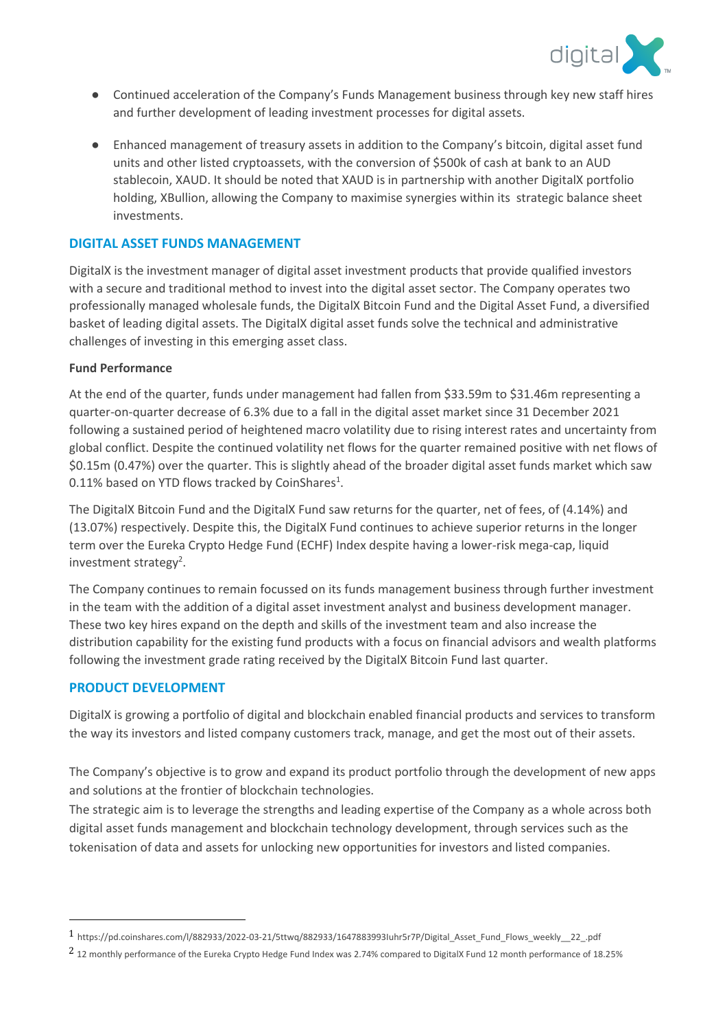- Continued acceleration of the Company's Funds Management business through key new staff hires and further development of leading investment processes for digital assets.

- Enhanced management of treasury assets in addition to the Company's bitcoin, digital asset fund units and other listed cryptoassets, with the conversion of $500k of cash at bank to an AUD stablecoin, XAUD. It should be noted that XAUD is in partnership with another DigitalX portfolio holding, XBullion, allowing the Company to maximise synergies within its strategic balance sheet investments.

## DIGITAL ASSET FUNDS MANAGEMENT

DigitalX is the investment manager of digital asset investment products that provide qualified investors with a secure and traditional method to invest into the digital asset sector. The Company operates two professionally managed wholesale funds, the DigitalX Bitcoin Fund and the Digital Asset Fund, a diversified basket of leading digital assets. The DigitalX digital asset funds solve the technical and administrative challenges of investing in this emerging asset class.

**Fund Performance**

At the end of the quarter, funds under management had fallen from $33.59m to $31.46m representing a quarter-on-quarter decrease of 6.3% due to a fall in the digital asset market since 31 December 2021 following a sustained period of heightened macro volatility due to rising interest rates and uncertainty from global conflict. Despite the continued volatility net flows for the quarter remained positive with net flows of $0.15m (0.47%) over the quarter. This is slightly ahead of the broader digital asset funds market which saw 0.11% based on YTD flows tracked by CoinShares[1].

The DigitalX Bitcoin Fund and the DigitalX Fund saw returns for the quarter, net of fees, of (4.14%) and (13.07%) respectively. Despite this, the DigitalX Fund continues to achieve superior returns in the longer term over the Eureka Crypto Hedge Fund (ECHF) Index despite having a lower-risk mega-cap, liquid investment strategy[2].

The Company continues to remain focussed on its funds management business through further investment in the team with the addition of a digital asset investment analyst and business development manager. These two key hires expand on the depth and skills of the investment team and also increase the distribution capability for the existing fund products with a focus on financial advisors and wealth platforms following the investment grade rating received by the DigitalX Bitcoin Fund last quarter.

## PRODUCT DEVELOPMENT

DigitalX is growing a portfolio of digital and blockchain enabled financial products and services to transform the way its investors and listed company customers track, manage, and get the most out of their assets.

The Company's objective is to grow and expand its product portfolio through the development of new apps and solutions at the frontier of blockchain technologies.

The strategic aim is to leverage the strengths and leading expertise of the Company as a whole across both digital asset funds management and blockchain technology development, through services such as the tokenisation of data and assets for unlocking new opportunities for investors and listed companies.

---

[1] https://pd.coinshares.com/l/882933/2022-03-21/5ttwq/882933/1647883993Iuhr5r7P/Digital_Asset_Fund_Flows_weekly__22_.pdf

[2] 12 monthly performance of the Eureka Crypto Hedge Fund Index was 2.74% compared to DigitalX Fund 12 month performance of 18.25%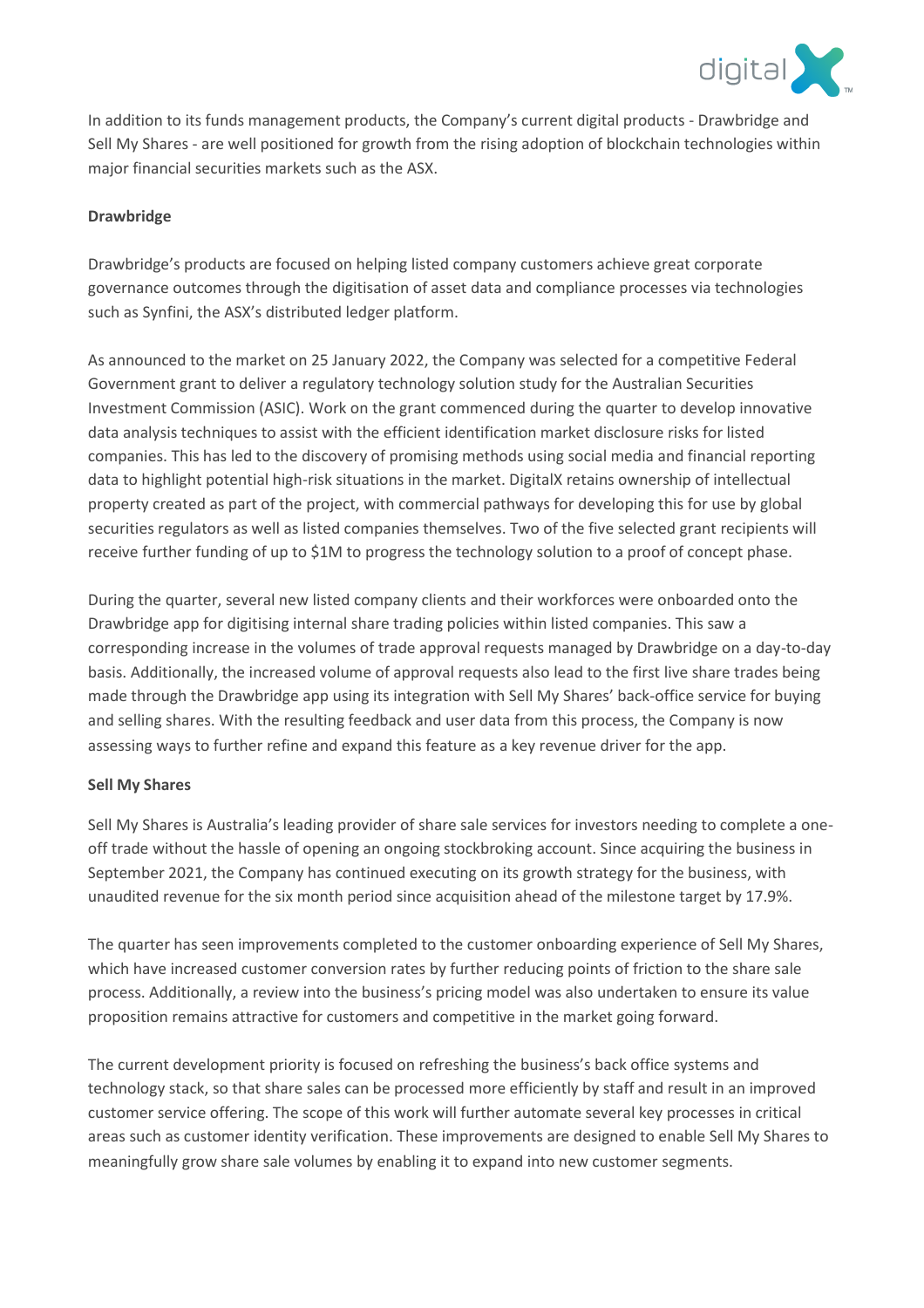In addition to its funds management products, the Company's current digital products - Drawbridge and Sell My Shares - are well positioned for growth from the rising adoption of blockchain technologies within major financial securities markets such as the ASX.

**Drawbridge**

Drawbridge's products are focused on helping listed company customers achieve great corporate governance outcomes through the digitisation of asset data and compliance processes via technologies such as Synfini, the ASX's distributed ledger platform.

As announced to the market on 25 January 2022, the Company was selected for a competitive Federal Government grant to deliver a regulatory technology solution study for the Australian Securities Investment Commission (ASIC). Work on the grant commenced during the quarter to develop innovative data analysis techniques to assist with the efficient identification market disclosure risks for listed companies. This has led to the discovery of promising methods using social media and financial reporting data to highlight potential high-risk situations in the market. DigitalX retains ownership of intellectual property created as part of the project, with commercial pathways for developing this for use by global securities regulators as well as listed companies themselves. Two of the five selected grant recipients will receive further funding of up to $1M to progress the technology solution to a proof of concept phase.

During the quarter, several new listed company clients and their workforces were onboarded onto the Drawbridge app for digitising internal share trading policies within listed companies. This saw a corresponding increase in the volumes of trade approval requests managed by Drawbridge on a day-to-day basis. Additionally, the increased volume of approval requests also lead to the first live share trades being made through the Drawbridge app using its integration with Sell My Shares' back-office service for buying and selling shares. With the resulting feedback and user data from this process, the Company is now assessing ways to further refine and expand this feature as a key revenue driver for the app.

**Sell My Shares**

Sell My Shares is Australia's leading provider of share sale services for investors needing to complete a one-off trade without the hassle of opening an ongoing stockbroking account. Since acquiring the business in September 2021, the Company has continued executing on its growth strategy for the business, with unaudited revenue for the six month period since acquisition ahead of the milestone target by 17.9%.

The quarter has seen improvements completed to the customer onboarding experience of Sell My Shares, which have increased customer conversion rates by further reducing points of friction to the share sale process. Additionally, a review into the business's pricing model was also undertaken to ensure its value proposition remains attractive for customers and competitive in the market going forward.

The current development priority is focused on refreshing the business's back office systems and technology stack, so that share sales can be processed more efficiently by staff and result in an improved customer service offering. The scope of this work will further automate several key processes in critical areas such as customer identity verification. These improvements are designed to enable Sell My Shares to meaningfully grow share sale volumes by enabling it to expand into new customer segments.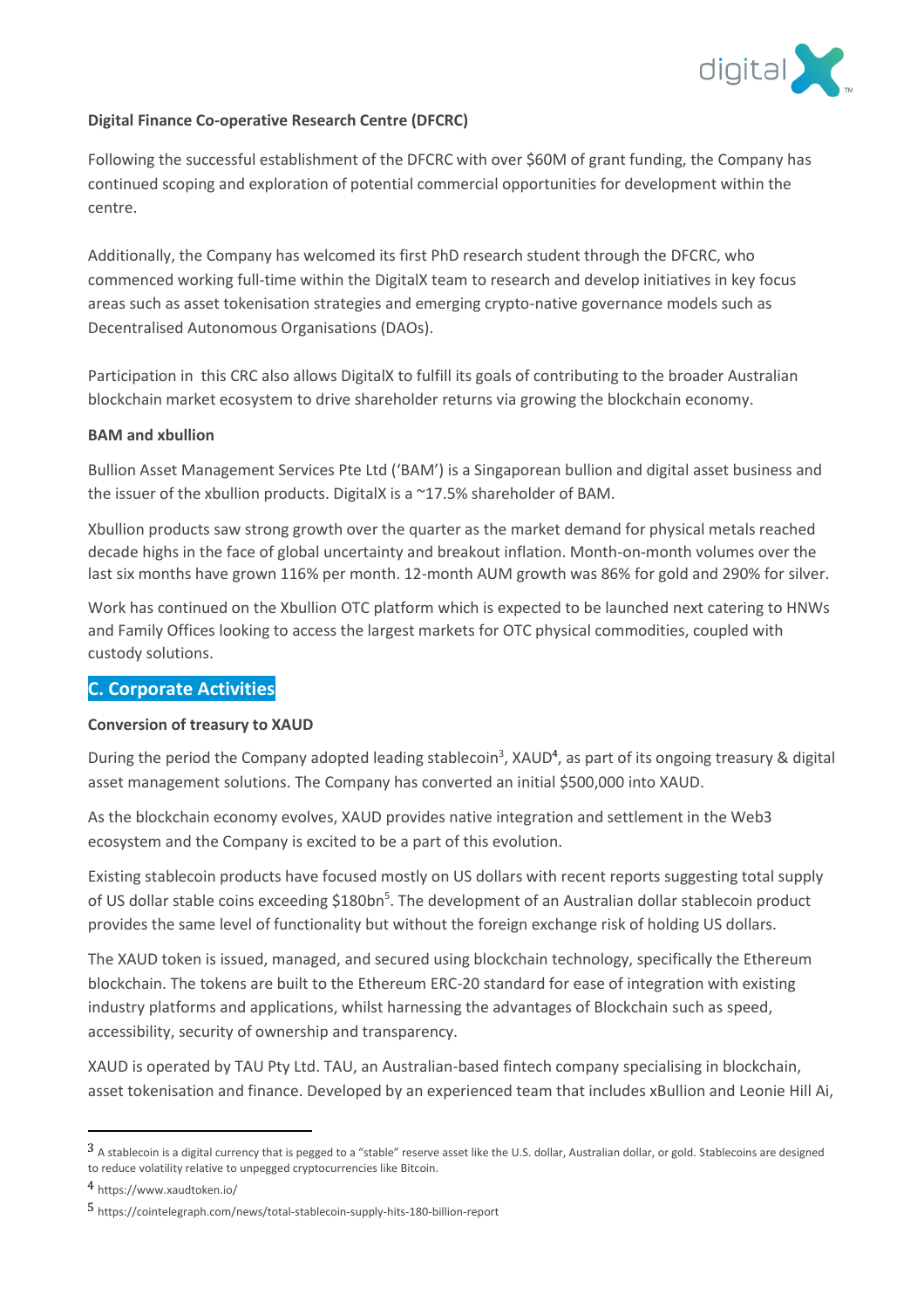**Digital Finance Co-operative Research Centre (DFCRC)**

Following the successful establishment of the DFCRC with over $60M of grant funding, the Company has continued scoping and exploration of potential commercial opportunities for development within the centre.

Additionally, the Company has welcomed its first PhD research student through the DFCRC, who commenced working full-time within the DigitalX team to research and develop initiatives in key focus areas such as asset tokenisation strategies and emerging crypto-native governance models such as Decentralised Autonomous Organisations (DAOs).

Participation in this CRC also allows DigitalX to fulfill its goals of contributing to the broader Australian blockchain market ecosystem to drive shareholder returns via growing the blockchain economy.

**BAM and xbullion**

Bullion Asset Management Services Pte Ltd ('BAM') is a Singaporean bullion and digital asset business and the issuer of the xbullion products. DigitalX is a ~17.5% shareholder of BAM.

Xbullion products saw strong growth over the quarter as the market demand for physical metals reached decade highs in the face of global uncertainty and breakout inflation. Month-on-month volumes over the last six months have grown 116% per month. 12-month AUM growth was 86% for gold and 290% for silver.

Work has continued on the Xbullion OTC platform which is expected to be launched next catering to HNWs and Family Offices looking to access the largest markets for OTC physical commodities, coupled with custody solutions.

## C. Corporate Activities

**Conversion of treasury to XAUD**

During the period the Company adopted leading stablecoin[3], XAUD[4], as part of its ongoing treasury & digital asset management solutions. The Company has converted an initial $500,000 into XAUD.

As the blockchain economy evolves, XAUD provides native integration and settlement in the Web3 ecosystem and the Company is excited to be a part of this evolution.

Existing stablecoin products have focused mostly on US dollars with recent reports suggesting total supply of US dollar stable coins exceeding $180bn[5]. The development of an Australian dollar stablecoin product provides the same level of functionality but without the foreign exchange risk of holding US dollars.

The XAUD token is issued, managed, and secured using blockchain technology, specifically the Ethereum blockchain. The tokens are built to the Ethereum ERC-20 standard for ease of integration with existing industry platforms and applications, whilst harnessing the advantages of Blockchain such as speed, accessibility, security of ownership and transparency.

XAUD is operated by TAU Pty Ltd. TAU, an Australian-based fintech company specialising in blockchain, asset tokenisation and finance. Developed by an experienced team that includes xBullion and Leonie Hill Ai,

---

[3] A stablecoin is a digital currency that is pegged to a "stable" reserve asset like the U.S. dollar, Australian dollar, or gold. Stablecoins are designed to reduce volatility relative to unpegged cryptocurrencies like Bitcoin.

[4] https://www.xaudtoken.io/

[5] https://cointelegraph.com/news/total-stablecoin-supply-hits-180-billion-report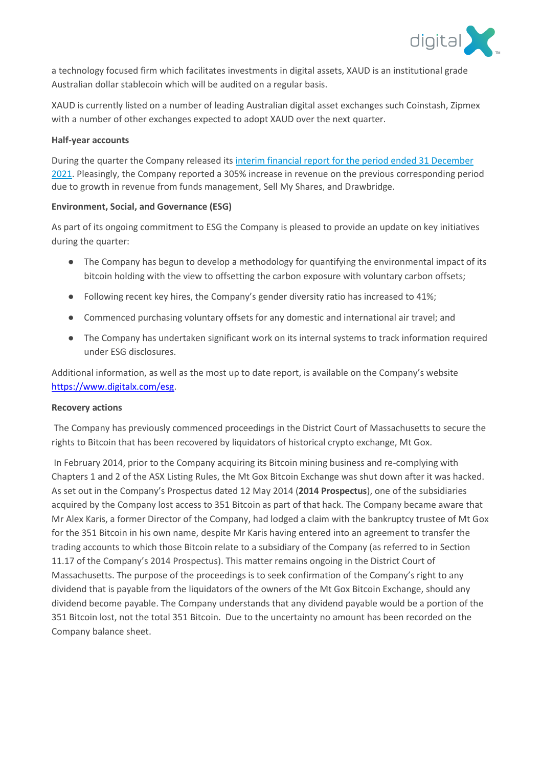a technology focused firm which facilitates investments in digital assets, XAUD is an institutional grade Australian dollar stablecoin which will be audited on a regular basis.

XAUD is currently listed on a number of leading Australian digital asset exchanges such Coinstash, Zipmex with a number of other exchanges expected to adopt XAUD over the next quarter.

**Half-year accounts**

During the quarter the Company released its [interim financial report for the period ended 31 December 2021](). Pleasingly, the Company reported a 305% increase in revenue on the previous corresponding period due to growth in revenue from funds management, Sell My Shares, and Drawbridge.

**Environment, Social, and Governance (ESG)**

As part of its ongoing commitment to ESG the Company is pleased to provide an update on key initiatives during the quarter:

- The Company has begun to develop a methodology for quantifying the environmental impact of its bitcoin holding with the view to offsetting the carbon exposure with voluntary carbon offsets;
- Following recent key hires, the Company's gender diversity ratio has increased to 41%;
- Commenced purchasing voluntary offsets for any domestic and international air travel; and
- The Company has undertaken significant work on its internal systems to track information required under ESG disclosures.

Additional information, as well as the most up to date report, is available on the Company's website [https://www.digitalx.com/esg](https://www.digitalx.com/esg).

**Recovery actions**

The Company has previously commenced proceedings in the District Court of Massachusetts to secure the rights to Bitcoin that has been recovered by liquidators of historical crypto exchange, Mt Gox.

In February 2014, prior to the Company acquiring its Bitcoin mining business and re-complying with Chapters 1 and 2 of the ASX Listing Rules, the Mt Gox Bitcoin Exchange was shut down after it was hacked. As set out in the Company's Prospectus dated 12 May 2014 (**2014 Prospectus**), one of the subsidiaries acquired by the Company lost access to 351 Bitcoin as part of that hack. The Company became aware that Mr Alex Karis, a former Director of the Company, had lodged a claim with the bankruptcy trustee of Mt Gox for the 351 Bitcoin in his own name, despite Mr Karis having entered into an agreement to transfer the trading accounts to which those Bitcoin relate to a subsidiary of the Company (as referred to in Section 11.17 of the Company's 2014 Prospectus). This matter remains ongoing in the District Court of Massachusetts. The purpose of the proceedings is to seek confirmation of the Company's right to any dividend that is payable from the liquidators of the owners of the Mt Gox Bitcoin Exchange, should any dividend become payable. The Company understands that any dividend payable would be a portion of the 351 Bitcoin lost, not the total 351 Bitcoin. Due to the uncertainty no amount has been recorded on the Company balance sheet.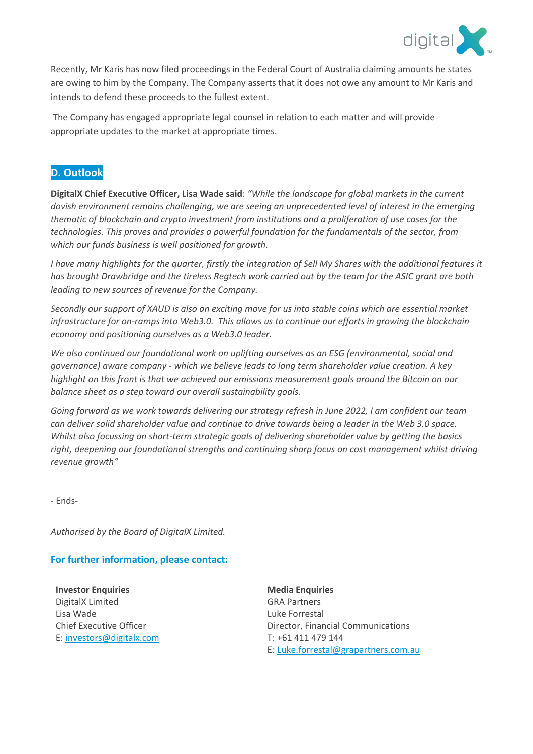Recently, Mr Karis has now filed proceedings in the Federal Court of Australia claiming amounts he states are owing to him by the Company. The Company asserts that it does not owe any amount to Mr Karis and intends to defend these proceeds to the fullest extent.

The Company has engaged appropriate legal counsel in relation to each matter and will provide appropriate updates to the market at appropriate times.

## D. Outlook

**DigitalX Chief Executive Officer, Lisa Wade said**: *"While the landscape for global markets in the current dovish environment remains challenging, we are seeing an unprecedented level of interest in the emerging thematic of blockchain and crypto investment from institutions and a proliferation of use cases for the technologies. This proves and provides a powerful foundation for the fundamentals of the sector, from which our funds business is well positioned for growth.*

*I have many highlights for the quarter, firstly the integration of Sell My Shares with the additional features it has brought Drawbridge and the tireless Regtech work carried out by the team for the ASIC grant are both leading to new sources of revenue for the Company.*

*Secondly our support of XAUD is also an exciting move for us into stable coins which are essential market infrastructure for on-ramps into Web3.0. This allows us to continue our efforts in growing the blockchain economy and positioning ourselves as a Web3.0 leader.*

*We also continued our foundational work on uplifting ourselves as an ESG (environmental, social and governance) aware company - which we believe leads to long term shareholder value creation. A key highlight on this front is that we achieved our emissions measurement goals around the Bitcoin on our balance sheet as a step toward our overall sustainability goals.*

*Going forward as we work towards delivering our strategy refresh in June 2022, I am confident our team can deliver solid shareholder value and continue to drive towards being a leader in the Web 3.0 space. Whilst also focussing on short-term strategic goals of delivering shareholder value by getting the basics right, deepening our foundational strengths and continuing sharp focus on cost management whilst driving revenue growth"*

- Ends-

*Authorised by the Board of DigitalX Limited.*

### For further information, please contact:

**Investor Enquiries**
DigitalX Limited
Lisa Wade
Chief Executive Officer
E: investors@digitalx.com

**Media Enquiries**
GRA Partners
Luke Forrestal
Director, Financial Communications
T: +61 411 479 144
E: Luke.forrestal@grapartners.com.au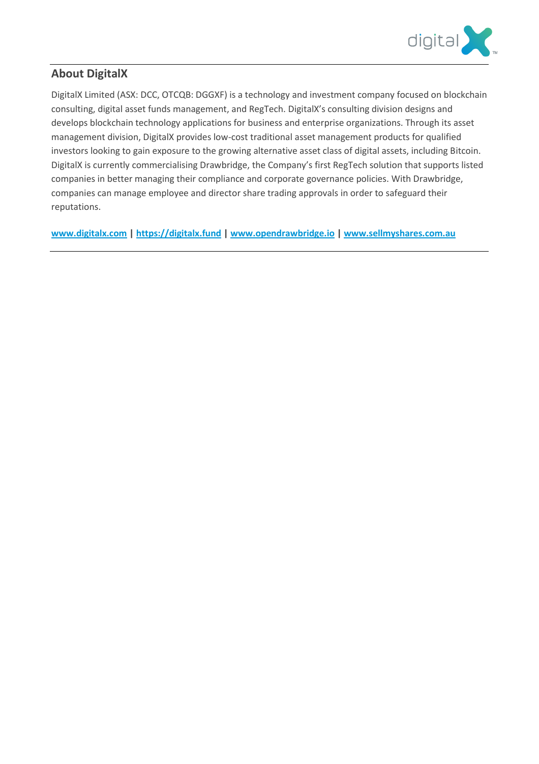## About DigitalX

DigitalX Limited (ASX: DCC, OTCQB: DGGXF) is a technology and investment company focused on blockchain consulting, digital asset funds management, and RegTech. DigitalX's consulting division designs and develops blockchain technology applications for business and enterprise organizations. Through its asset management division, DigitalX provides low-cost traditional asset management products for qualified investors looking to gain exposure to the growing alternative asset class of digital assets, including Bitcoin. DigitalX is currently commercialising Drawbridge, the Company's first RegTech solution that supports listed companies in better managing their compliance and corporate governance policies. With Drawbridge, companies can manage employee and director share trading approvals in order to safeguard their reputations.

**www.digitalx.com | https://digitalx.fund | www.opendrawbridge.io | www.sellmyshares.com.au**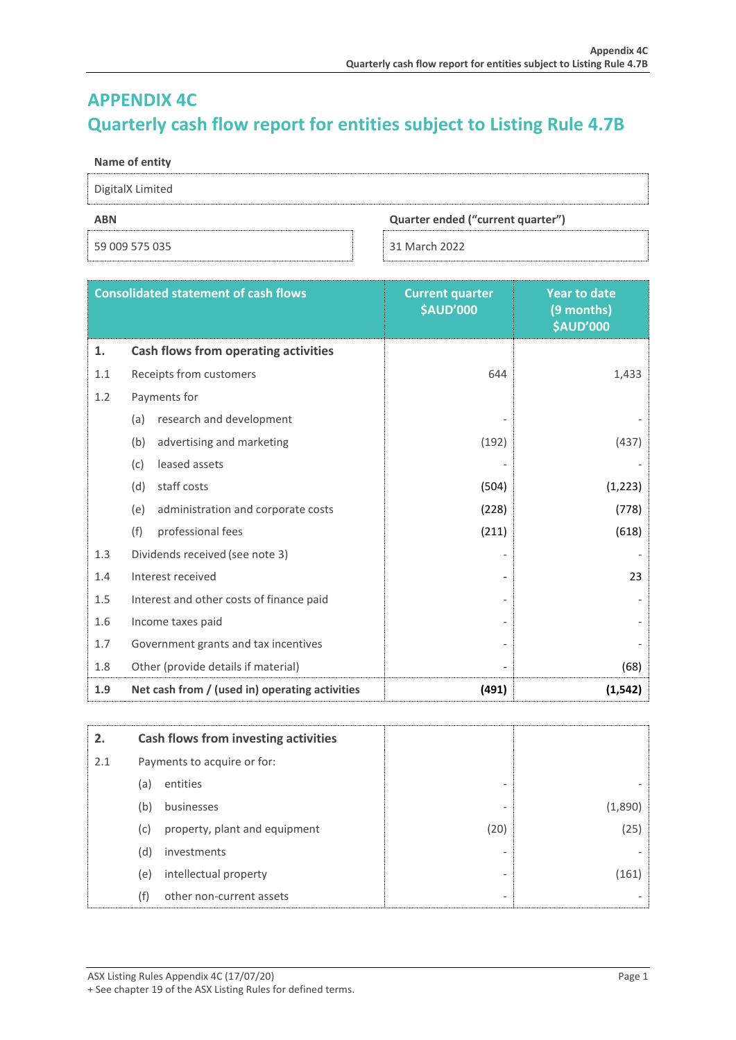# APPENDIX 4C

## Quarterly cash flow report for entities subject to Listing Rule 4.7B

| Name of entity | |
|---|---|
| DigitalX Limited | |

| ABN | Quarter ended ("current quarter") |
|---|---|
| 59 009 575 035 | 31 March 2022 |

| | Consolidated statement of cash flows | Current quarter $AUD'000 | Year to date (9 months) $AUD'000 |
|---|---|---|---|
| **1.** | **Cash flows from operating activities** | | |
| 1.1 | Receipts from customers | 644 | 1,433 |
| 1.2 | Payments for | | |
| | (a) research and development | - | - |
| | (b) advertising and marketing | (192) | (437) |
| | (c) leased assets | - | - |
| | (d) staff costs | (504) | (1,223) |
| | (e) administration and corporate costs | (228) | (778) |
| | (f) professional fees | (211) | (618) |
| 1.3 | Dividends received (see note 3) | - | - |
| 1.4 | Interest received | - | 23 |
| 1.5 | Interest and other costs of finance paid | - | - |
| 1.6 | Income taxes paid | - | - |
| 1.7 | Government grants and tax incentives | - | - |
| 1.8 | Other (provide details if material) | - | (68) |
| **1.9** | **Net cash from / (used in) operating activities** | **(491)** | **(1,542)** |

| | | | |
|---|---|---|---|
| **2.** | **Cash flows from investing activities** | | |
| 2.1 | Payments to acquire or for: | | |
| | (a) entities | - | - |
| | (b) businesses | - | (1,890) |
| | (c) property, plant and equipment | (20) | (25) |
| | (d) investments | - | - |
| | (e) intellectual property | - | (161) |
| | (f) other non-current assets | - | - |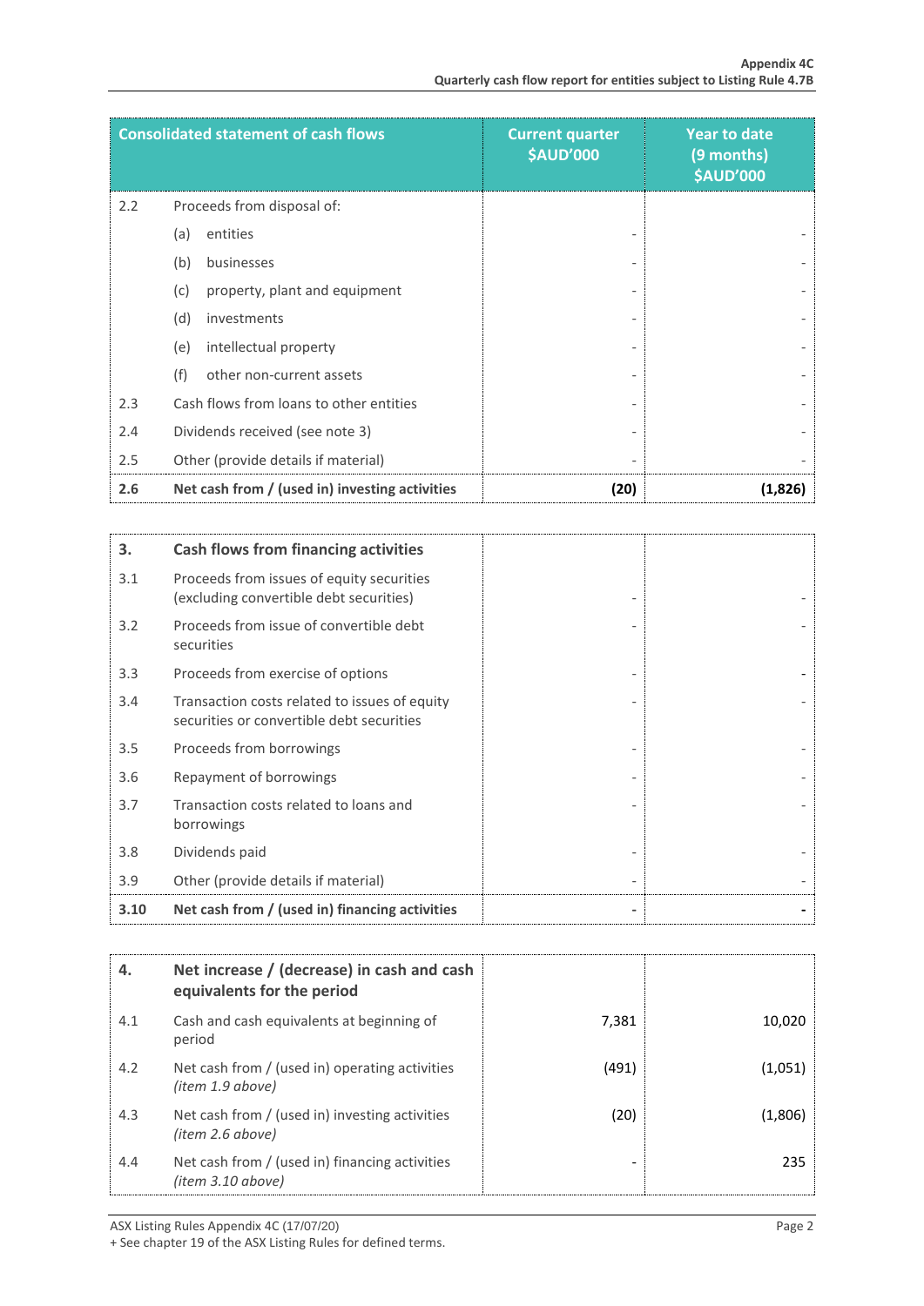| Consolidated statement of cash flows | | Current quarter $AUD'000 | Year to date (9 months) $AUD'000 |
|---|---|---|---|
| 2.2 | Proceeds from disposal of: | | |
| | (a) entities | - | - |
| | (b) businesses | - | - |
| | (c) property, plant and equipment | - | - |
| | (d) investments | - | - |
| | (e) intellectual property | - | - |
| | (f) other non-current assets | - | - |
| 2.3 | Cash flows from loans to other entities | - | - |
| 2.4 | Dividends received (see note 3) | - | - |
| 2.5 | Other (provide details if material) | - | - |
| **2.6** | **Net cash from / (used in) investing activities** | **(20)** | **(1,826)** |

| **3.** | **Cash flows from financing activities** | | |
|---|---|---|---|
| 3.1 | Proceeds from issues of equity securities (excluding convertible debt securities) | - | - |
| 3.2 | Proceeds from issue of convertible debt securities | - | - |
| 3.3 | Proceeds from exercise of options | - | - |
| 3.4 | Transaction costs related to issues of equity securities or convertible debt securities | - | - |
| 3.5 | Proceeds from borrowings | - | - |
| 3.6 | Repayment of borrowings | - | - |
| 3.7 | Transaction costs related to loans and borrowings | - | - |
| 3.8 | Dividends paid | - | - |
| 3.9 | Other (provide details if material) | - | - |
| **3.10** | **Net cash from / (used in) financing activities** | **-** | **-** |

| **4.** | **Net increase / (decrease) in cash and cash equivalents for the period** | | |
|---|---|---|---|
| 4.1 | Cash and cash equivalents at beginning of period | 7,381 | 10,020 |
| 4.2 | Net cash from / (used in) operating activities *(item 1.9 above)* | (491) | (1,051) |
| 4.3 | Net cash from / (used in) investing activities *(item 2.6 above)* | (20) | (1,806) |
| 4.4 | Net cash from / (used in) financing activities *(item 3.10 above)* | - | 235 |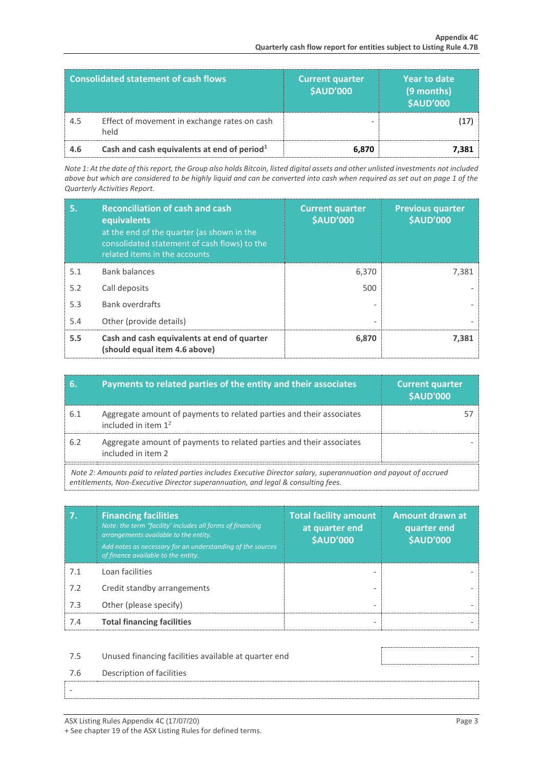| Consolidated statement of cash flows | | Current quarter $AUD'000 | Year to date (9 months) $AUD'000 |
|---|---|---|---|
| 4.5 | Effect of movement in exchange rates on cash held | - | (17) |
| **4.6** | **Cash and cash equivalents at end of period[1]** | **6,870** | **7,381** |

*Note 1: At the date of this report, the Group also holds Bitcoin, listed digital assets and other unlisted investments not included above but which are considered to be highly liquid and can be converted into cash when required as set out on page 1 of the Quarterly Activities Report.*

| 5. | Reconciliation of cash and cash equivalents at the end of the quarter (as shown in the consolidated statement of cash flows) to the related items in the accounts | Current quarter $AUD'000 | Previous quarter $AUD'000 |
|---|---|---|---|
| 5.1 | Bank balances | 6,370 | 7,381 |
| 5.2 | Call deposits | 500 | - |
| 5.3 | Bank overdrafts | - | - |
| 5.4 | Other (provide details) | - | - |
| **5.5** | **Cash and cash equivalents at end of quarter (should equal item 4.6 above)** | **6,870** | **7,381** |

| 6. | Payments to related parties of the entity and their associates | Current quarter $AUD'000 |
|---|---|---|
| 6.1 | Aggregate amount of payments to related parties and their associates included in item 1[2] | 57 |
| 6.2 | Aggregate amount of payments to related parties and their associates included in item 2 | - |

*Note 2: Amounts paid to related parties includes Executive Director salary, superannuation and payout of accrued entitlements, Non-Executive Director superannuation, and legal & consulting fees.*

| 7. | Financing facilities<br>*Note: the term "facility' includes all forms of financing arrangements available to the entity.*<br>*Add notes as necessary for an understanding of the sources of finance available to the entity.* | Total facility amount at quarter end $AUD'000 | Amount drawn at quarter end $AUD'000 |
|---|---|---|---|
| 7.1 | Loan facilities | - | - |
| 7.2 | Credit standby arrangements | - | - |
| 7.3 | Other (please specify) | - | - |
| 7.4 | **Total financing facilities** | - | - |

| | | |
|---|---|---|
| 7.5 | Unused financing facilities available at quarter end | - |
| 7.6 | Description of facilities | |

-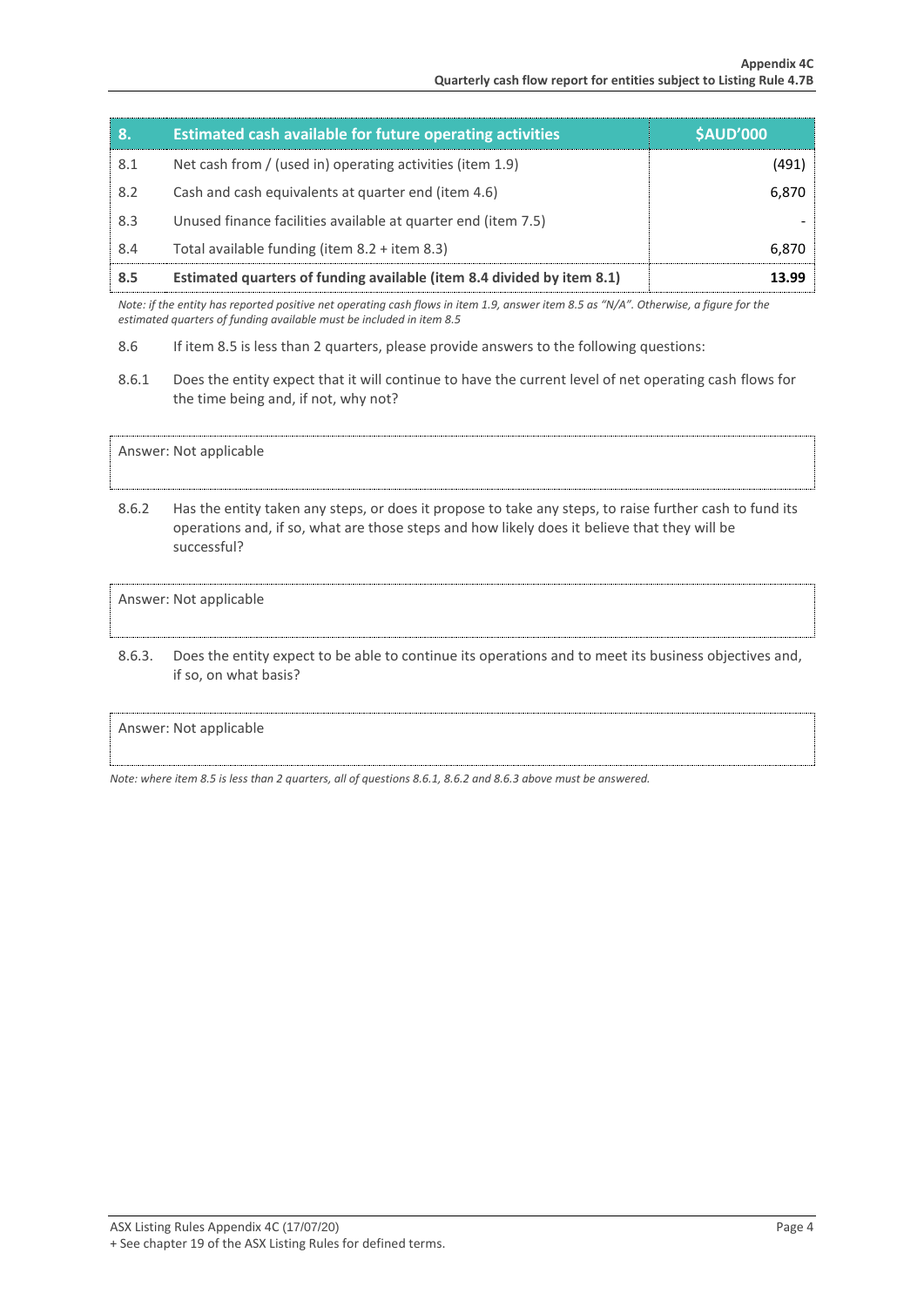| 8. | Estimated cash available for future operating activities | $AUD'000 |
|---|---|---|
| 8.1 | Net cash from / (used in) operating activities (item 1.9) | (491) |
| 8.2 | Cash and cash equivalents at quarter end (item 4.6) | 6,870 |
| 8.3 | Unused finance facilities available at quarter end (item 7.5) | - |
| 8.4 | Total available funding (item 8.2 + item 8.3) | 6,870 |
| **8.5** | **Estimated quarters of funding available (item 8.4 divided by item 8.1)** | **13.99** |

*Note: if the entity has reported positive net operating cash flows in item 1.9, answer item 8.5 as "N/A". Otherwise, a figure for the estimated quarters of funding available must be included in item 8.5*

8.6 If item 8.5 is less than 2 quarters, please provide answers to the following questions:

8.6.1 Does the entity expect that it will continue to have the current level of net operating cash flows for the time being and, if not, why not?

Answer: Not applicable

8.6.2 Has the entity taken any steps, or does it propose to take any steps, to raise further cash to fund its operations and, if so, what are those steps and how likely does it believe that they will be successful?

Answer: Not applicable

8.6.3. Does the entity expect to be able to continue its operations and to meet its business objectives and, if so, on what basis?

Answer: Not applicable

*Note: where item 8.5 is less than 2 quarters, all of questions 8.6.1, 8.6.2 and 8.6.3 above must be answered.*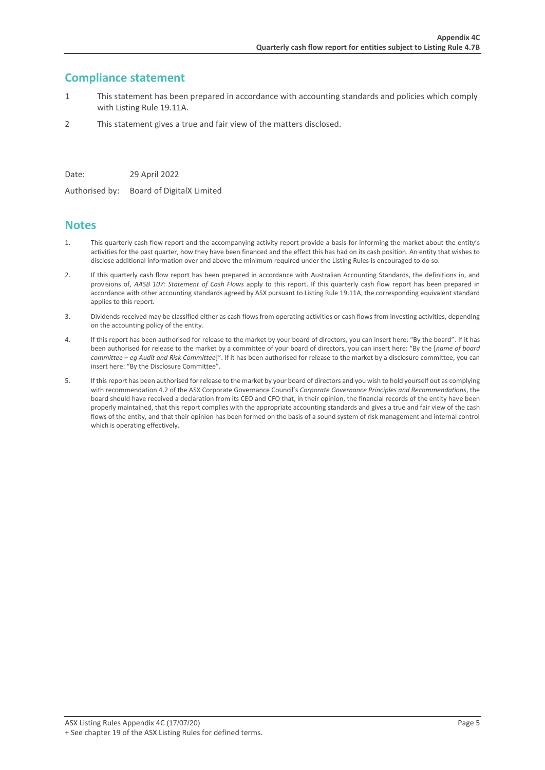## Compliance statement

1 This statement has been prepared in accordance with accounting standards and policies which comply with Listing Rule 19.11A.

2 This statement gives a true and fair view of the matters disclosed.

Date: 29 April 2022

Authorised by: Board of DigitalX Limited

## Notes

1. This quarterly cash flow report and the accompanying activity report provide a basis for informing the market about the entity's activities for the past quarter, how they have been financed and the effect this has had on its cash position. An entity that wishes to disclose additional information over and above the minimum required under the Listing Rules is encouraged to do so.

2. If this quarterly cash flow report has been prepared in accordance with Australian Accounting Standards, the definitions in, and provisions of, *AASB 107: Statement of Cash Flows* apply to this report. If this quarterly cash flow report has been prepared in accordance with other accounting standards agreed by ASX pursuant to Listing Rule 19.11A, the corresponding equivalent standard applies to this report.

3. Dividends received may be classified either as cash flows from operating activities or cash flows from investing activities, depending on the accounting policy of the entity.

4. If this report has been authorised for release to the market by your board of directors, you can insert here: "By the board". If it has been authorised for release to the market by a committee of your board of directors, you can insert here: "By the [*name of board committee – eg Audit and Risk Committee*]". If it has been authorised for release to the market by a disclosure committee, you can insert here: "By the Disclosure Committee".

5. If this report has been authorised for release to the market by your board of directors and you wish to hold yourself out as complying with recommendation 4.2 of the ASX Corporate Governance Council's *Corporate Governance Principles and Recommendations*, the board should have received a declaration from its CEO and CFO that, in their opinion, the financial records of the entity have been properly maintained, that this report complies with the appropriate accounting standards and gives a true and fair view of the cash flows of the entity, and that their opinion has been formed on the basis of a sound system of risk management and internal control which is operating effectively.